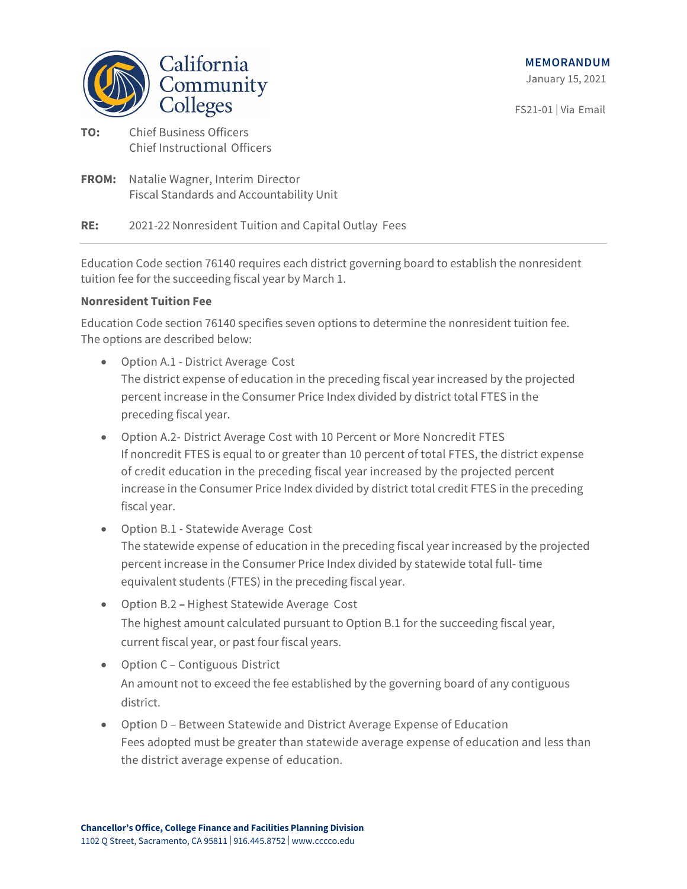California Community Colleges

**MEMORANDUM**

January 15, 2021

FS21-01 | Via Email

**TO:** Chief Business Officers
Chief Instructional Officers

**FROM:** Natalie Wagner, Interim Director
Fiscal Standards and Accountability Unit

**RE:** 2021-22 Nonresident Tuition and Capital Outlay Fees

---

Education Code section 76140 requires each district governing board to establish the nonresident tuition fee for the succeeding fiscal year by March 1.

**Nonresident Tuition Fee**

Education Code section 76140 specifies seven options to determine the nonresident tuition fee. The options are described below:

- Option A.1 - District Average Cost
  The district expense of education in the preceding fiscal year increased by the projected percent increase in the Consumer Price Index divided by district total FTES in the preceding fiscal year.
- Option A.2- District Average Cost with 10 Percent or More Noncredit FTES
  If noncredit FTES is equal to or greater than 10 percent of total FTES, the district expense of credit education in the preceding fiscal year increased by the projected percent increase in the Consumer Price Index divided by district total credit FTES in the preceding fiscal year.
- Option B.1 - Statewide Average Cost
  The statewide expense of education in the preceding fiscal year increased by the projected percent increase in the Consumer Price Index divided by statewide total full- time equivalent students (FTES) in the preceding fiscal year.
- Option B.2 **–** Highest Statewide Average Cost
  The highest amount calculated pursuant to Option B.1 for the succeeding fiscal year, current fiscal year, or past four fiscal years.
- Option C – Contiguous District
  An amount not to exceed the fee established by the governing board of any contiguous district.
- Option D – Between Statewide and District Average Expense of Education
  Fees adopted must be greater than statewide average expense of education and less than the district average expense of education.

**Chancellor's Office, College Finance and Facilities Planning Division**
1102 Q Street, Sacramento, CA 95811 | 916.445.8752 | www.cccco.edu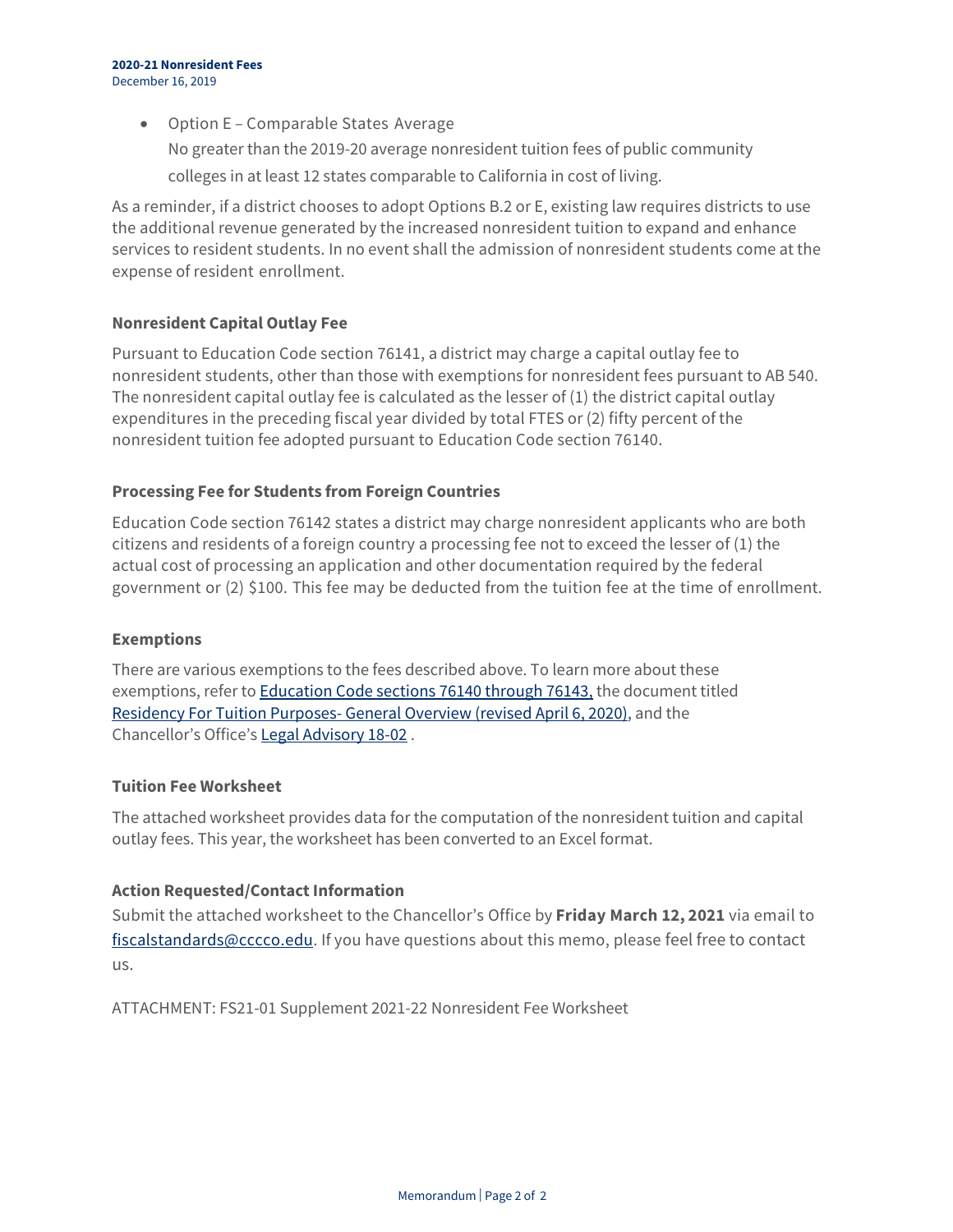- Option E – Comparable States Average

  No greater than the 2019-20 average nonresident tuition fees of public community colleges in at least 12 states comparable to California in cost of living.

As a reminder, if a district chooses to adopt Options B.2 or E, existing law requires districts to use the additional revenue generated by the increased nonresident tuition to expand and enhance services to resident students. In no event shall the admission of nonresident students come at the expense of resident enrollment.

### Nonresident Capital Outlay Fee

Pursuant to Education Code section 76141, a district may charge a capital outlay fee to nonresident students, other than those with exemptions for nonresident fees pursuant to AB 540. The nonresident capital outlay fee is calculated as the lesser of (1) the district capital outlay expenditures in the preceding fiscal year divided by total FTES or (2) fifty percent of the nonresident tuition fee adopted pursuant to Education Code section 76140.

### Processing Fee for Students from Foreign Countries

Education Code section 76142 states a district may charge nonresident applicants who are both citizens and residents of a foreign country a processing fee not to exceed the lesser of (1) the actual cost of processing an application and other documentation required by the federal government or (2) $100. This fee may be deducted from the tuition fee at the time of enrollment.

### Exemptions

There are various exemptions to the fees described above. To learn more about these exemptions, refer to Education Code sections 76140 through 76143, the document titled Residency For Tuition Purposes- General Overview (revised April 6, 2020), and the Chancellor's Office's Legal Advisory 18-02 .

### Tuition Fee Worksheet

The attached worksheet provides data for the computation of the nonresident tuition and capital outlay fees. This year, the worksheet has been converted to an Excel format.

### Action Requested/Contact Information

Submit the attached worksheet to the Chancellor's Office by **Friday March 12, 2021** via email to fiscalstandards@cccco.edu. If you have questions about this memo, please feel free to contact us.

ATTACHMENT: FS21-01 Supplement 2021-22 Nonresident Fee Worksheet